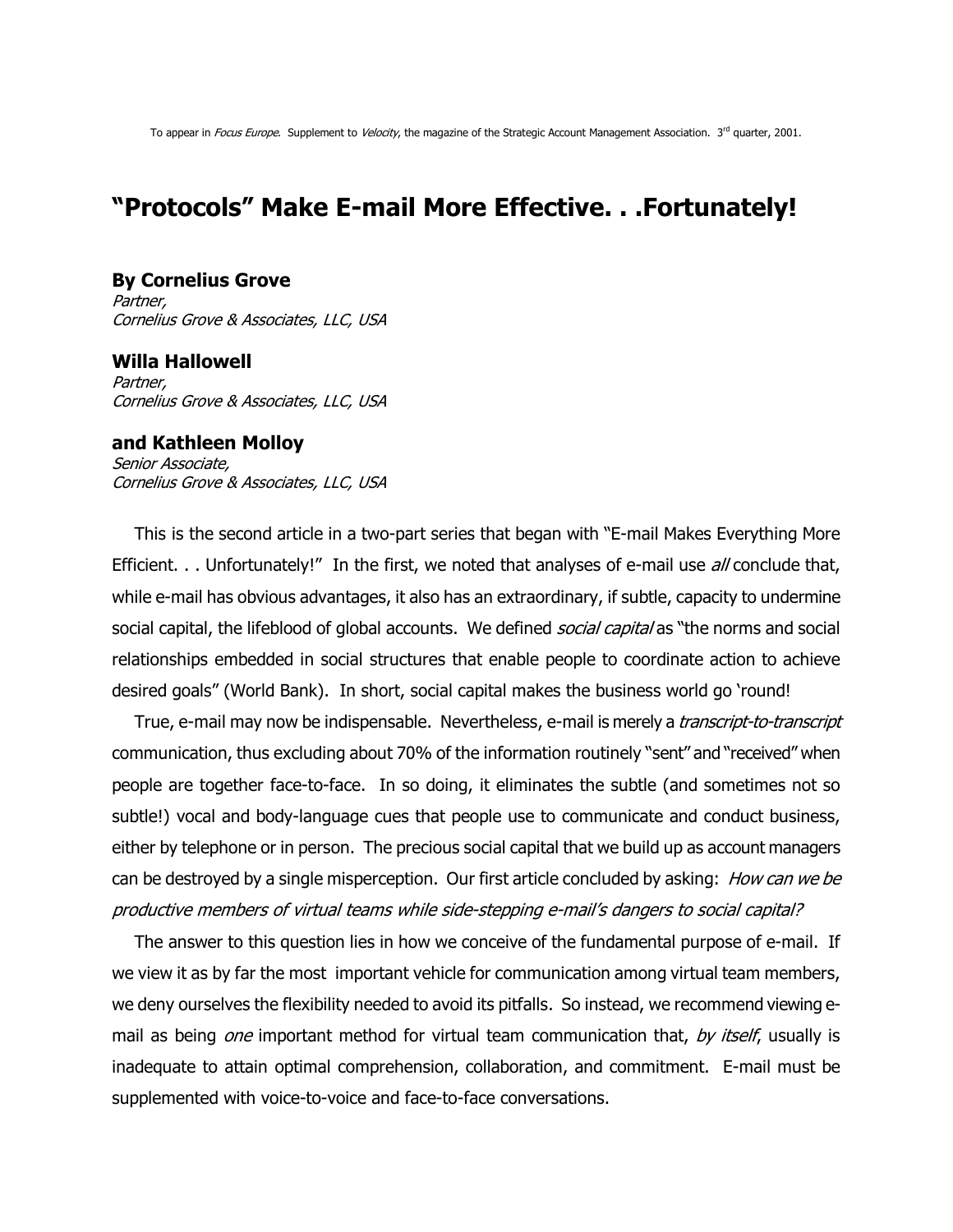To appear in *Focus Europe*. Supplement to *Velocity*, the magazine of the Strategic Account Management Association. 3rd quarter, 2001.

# "Protocols" Make E-mail More Effective. . .Fortunately!

**By Cornelius Grove**
*Partner,*
*Cornelius Grove & Associates, LLC, USA*

**Willa Hallowell**
*Partner,*
*Cornelius Grove & Associates, LLC, USA*

**and Kathleen Molloy**
*Senior Associate,*
*Cornelius Grove & Associates, LLC, USA*

This is the second article in a two-part series that began with "E-mail Makes Everything More Efficient. . . Unfortunately!" In the first, we noted that analyses of e-mail use *all* conclude that, while e-mail has obvious advantages, it also has an extraordinary, if subtle, capacity to undermine social capital, the lifeblood of global accounts. We defined *social capital* as "the norms and social relationships embedded in social structures that enable people to coordinate action to achieve desired goals" (World Bank). In short, social capital makes the business world go 'round!

True, e-mail may now be indispensable. Nevertheless, e-mail is merely a *transcript-to-transcript* communication, thus excluding about 70% of the information routinely "sent" and "received" when people are together face-to-face. In so doing, it eliminates the subtle (and sometimes not so subtle!) vocal and body-language cues that people use to communicate and conduct business, either by telephone or in person. The precious social capital that we build up as account managers can be destroyed by a single misperception. Our first article concluded by asking: *How can we be productive members of virtual teams while side-stepping e-mail's dangers to social capital?*

The answer to this question lies in how we conceive of the fundamental purpose of e-mail. If we view it as by far the most important vehicle for communication among virtual team members, we deny ourselves the flexibility needed to avoid its pitfalls. So instead, we recommend viewing e-mail as being *one* important method for virtual team communication that, *by itself*, usually is inadequate to attain optimal comprehension, collaboration, and commitment. E-mail must be supplemented with voice-to-voice and face-to-face conversations.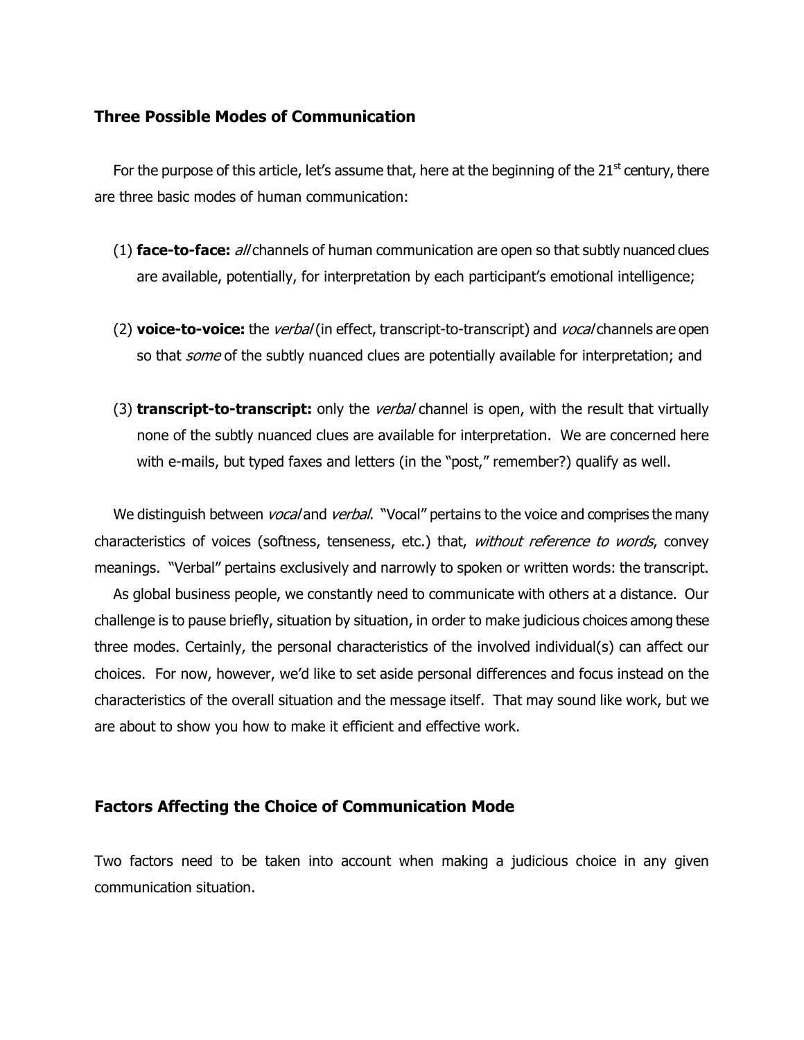## Three Possible Modes of Communication

For the purpose of this article, let's assume that, here at the beginning of the 21st century, there are three basic modes of human communication:

(1) **face-to-face:** *all* channels of human communication are open so that subtly nuanced clues are available, potentially, for interpretation by each participant's emotional intelligence;

(2) **voice-to-voice:** the *verbal* (in effect, transcript-to-transcript) and *vocal* channels are open so that *some* of the subtly nuanced clues are potentially available for interpretation; and

(3) **transcript-to-transcript:** only the *verbal* channel is open, with the result that virtually none of the subtly nuanced clues are available for interpretation. We are concerned here with e-mails, but typed faxes and letters (in the "post," remember?) qualify as well.

We distinguish between *vocal* and *verbal*. "Vocal" pertains to the voice and comprises the many characteristics of voices (softness, tenseness, etc.) that, *without reference to words*, convey meanings. "Verbal" pertains exclusively and narrowly to spoken or written words: the transcript.

As global business people, we constantly need to communicate with others at a distance. Our challenge is to pause briefly, situation by situation, in order to make judicious choices among these three modes. Certainly, the personal characteristics of the involved individual(s) can affect our choices. For now, however, we'd like to set aside personal differences and focus instead on the characteristics of the overall situation and the message itself. That may sound like work, but we are about to show you how to make it efficient and effective work.

## Factors Affecting the Choice of Communication Mode

Two factors need to be taken into account when making a judicious choice in any given communication situation.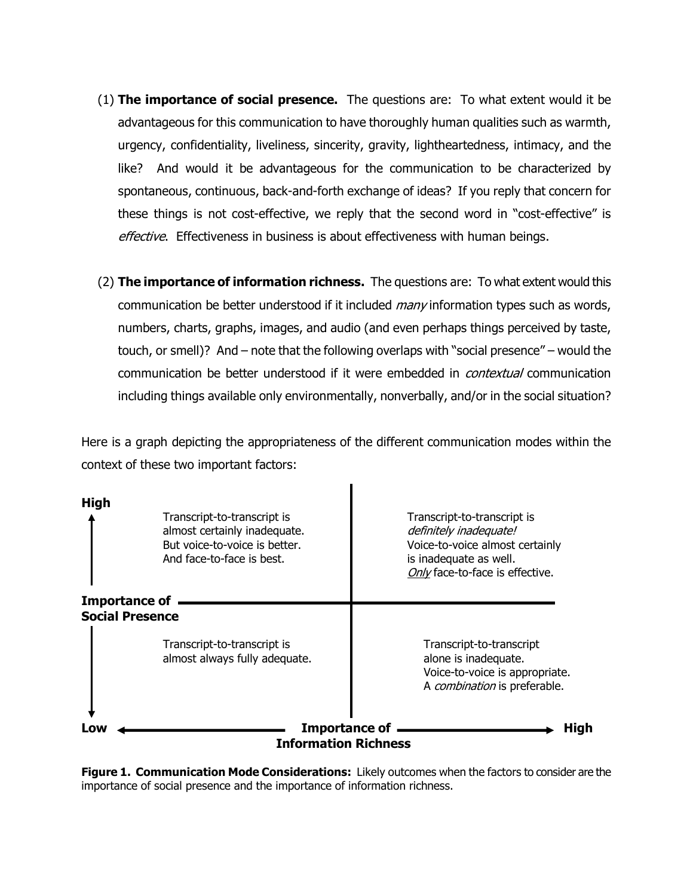(1) **The importance of social presence.** The questions are: To what extent would it be advantageous for this communication to have thoroughly human qualities such as warmth, urgency, confidentiality, liveliness, sincerity, gravity, lightheartedness, intimacy, and the like? And would it be advantageous for the communication to be characterized by spontaneous, continuous, back-and-forth exchange of ideas? If you reply that concern for these things is not cost-effective, we reply that the second word in "cost-effective" is *effective*. Effectiveness in business is about effectiveness with human beings.

(2) **The importance of information richness.** The questions are: To what extent would this communication be better understood if it included *many* information types such as words, numbers, charts, graphs, images, and audio (and even perhaps things perceived by taste, touch, or smell)? And – note that the following overlaps with "social presence" – would the communication be better understood if it were embedded in *contextual* communication including things available only environmentally, nonverbally, and/or in the social situation?

Here is a graph depicting the appropriateness of the different communication modes within the context of these two important factors:

High

Transcript-to-transcript is almost certainly inadequate. But voice-to-voice is better. And face-to-face is best.

Transcript-to-transcript is *definitely inadequate!* Voice-to-voice almost certainly is inadequate as well. *Only* face-to-face is effective.

**Importance of Social Presence**

Transcript-to-transcript is almost always fully adequate.

Transcript-to-transcript alone is inadequate. Voice-to-voice is appropriate. A *combination* is preferable.

Low — **Importance of Information Richness** — High

**Figure 1. Communication Mode Considerations:** Likely outcomes when the factors to consider are the importance of social presence and the importance of information richness.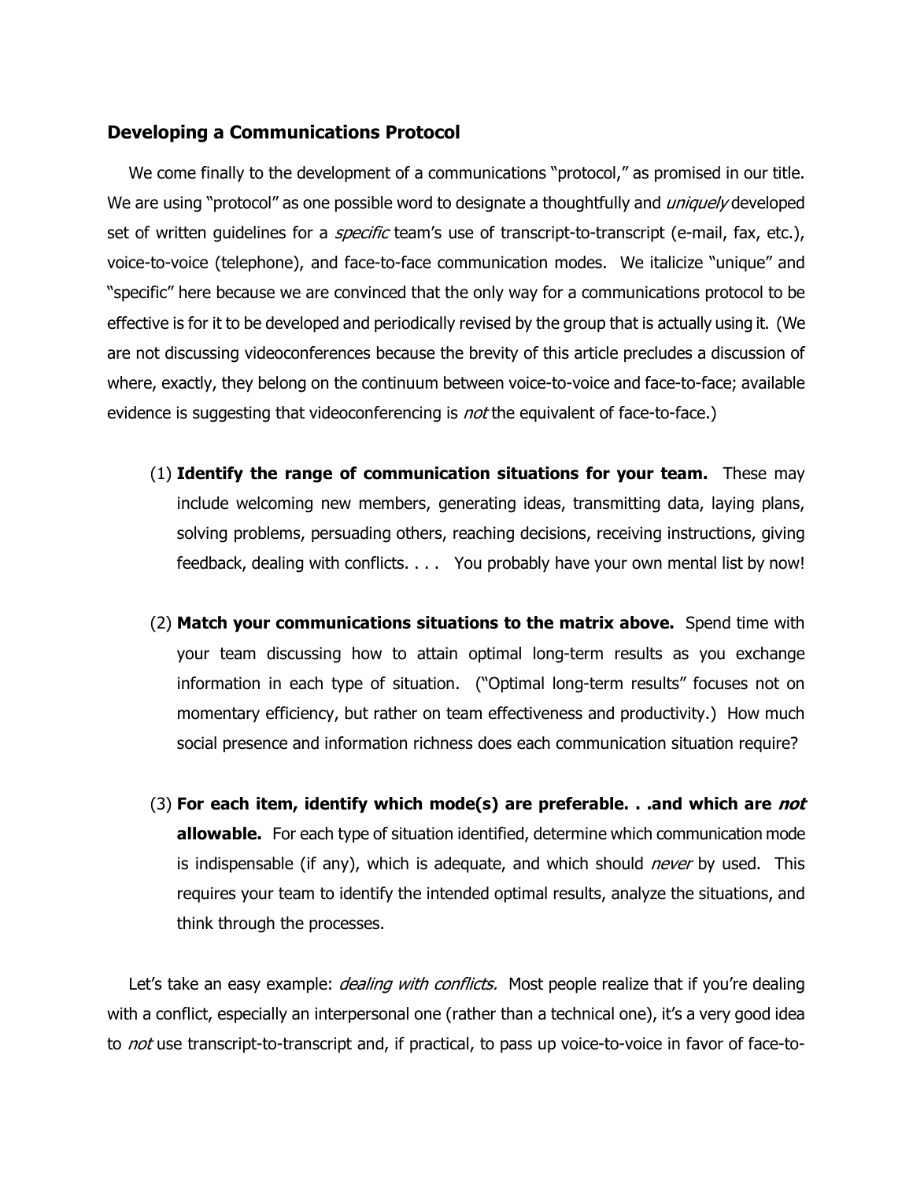## Developing a Communications Protocol

We come finally to the development of a communications "protocol," as promised in our title. We are using "protocol" as one possible word to designate a thoughtfully and *uniquely* developed set of written guidelines for a *specific* team's use of transcript-to-transcript (e-mail, fax, etc.), voice-to-voice (telephone), and face-to-face communication modes. We italicize "unique" and "specific" here because we are convinced that the only way for a communications protocol to be effective is for it to be developed and periodically revised by the group that is actually using it. (We are not discussing videoconferences because the brevity of this article precludes a discussion of where, exactly, they belong on the continuum between voice-to-voice and face-to-face; available evidence is suggesting that videoconferencing is *not* the equivalent of face-to-face.)

(1) **Identify the range of communication situations for your team.** These may include welcoming new members, generating ideas, transmitting data, laying plans, solving problems, persuading others, reaching decisions, receiving instructions, giving feedback, dealing with conflicts. . . . You probably have your own mental list by now!

(2) **Match your communications situations to the matrix above.** Spend time with your team discussing how to attain optimal long-term results as you exchange information in each type of situation. ("Optimal long-term results" focuses not on momentary efficiency, but rather on team effectiveness and productivity.) How much social presence and information richness does each communication situation require?

(3) **For each item, identify which mode(s) are preferable. . .and which are *not* allowable.** For each type of situation identified, determine which communication mode is indispensable (if any), which is adequate, and which should *never* by used. This requires your team to identify the intended optimal results, analyze the situations, and think through the processes.

Let's take an easy example: *dealing with conflicts.* Most people realize that if you're dealing with a conflict, especially an interpersonal one (rather than a technical one), it's a very good idea to *not* use transcript-to-transcript and, if practical, to pass up voice-to-voice in favor of face-to-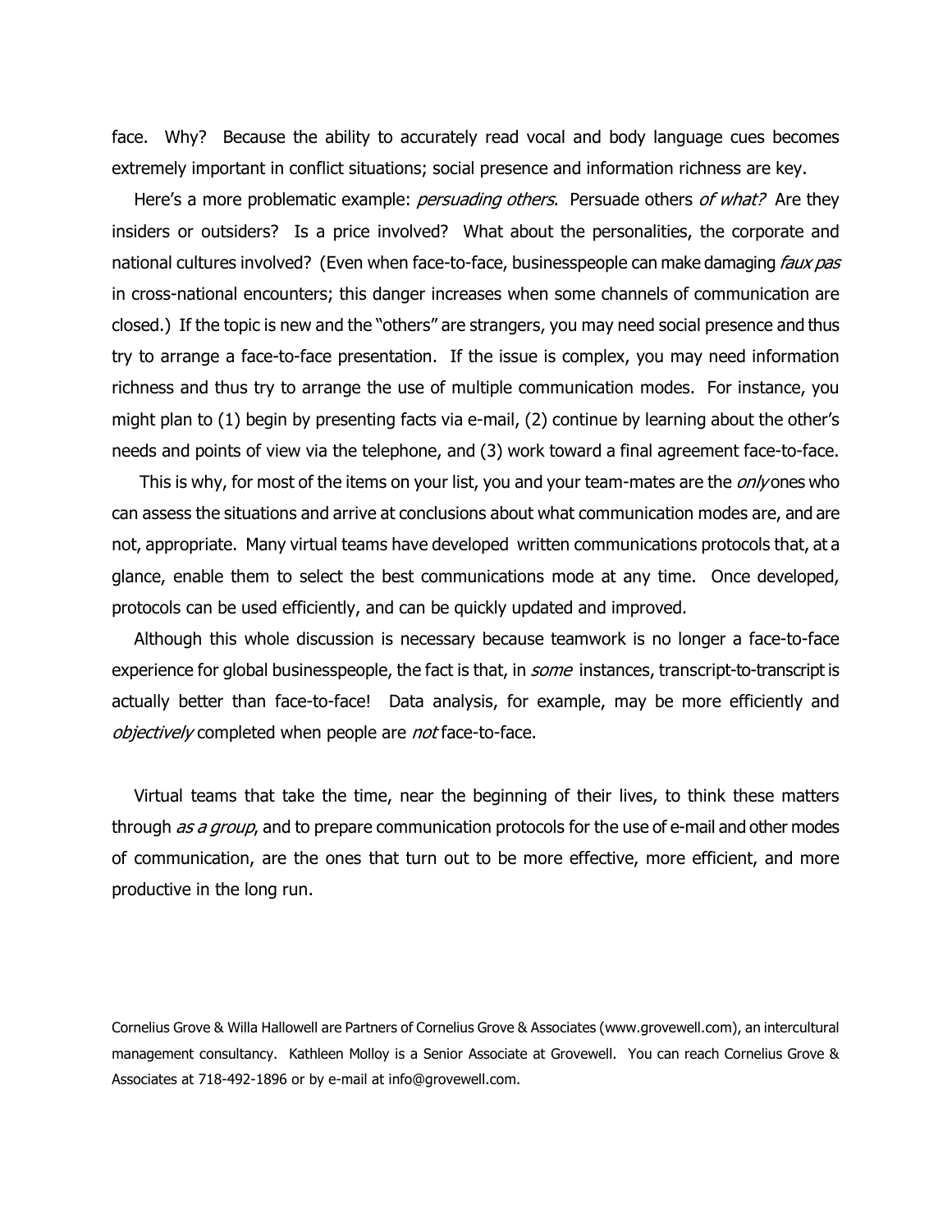face. Why? Because the ability to accurately read vocal and body language cues becomes extremely important in conflict situations; social presence and information richness are key.

Here's a more problematic example: *persuading others*. Persuade others *of what?* Are they insiders or outsiders? Is a price involved? What about the personalities, the corporate and national cultures involved? (Even when face-to-face, businesspeople can make damaging *faux pas* in cross-national encounters; this danger increases when some channels of communication are closed.) If the topic is new and the "others" are strangers, you may need social presence and thus try to arrange a face-to-face presentation. If the issue is complex, you may need information richness and thus try to arrange the use of multiple communication modes. For instance, you might plan to (1) begin by presenting facts via e-mail, (2) continue by learning about the other's needs and points of view via the telephone, and (3) work toward a final agreement face-to-face.

This is why, for most of the items on your list, you and your team-mates are the *only* ones who can assess the situations and arrive at conclusions about what communication modes are, and are not, appropriate. Many virtual teams have developed written communications protocols that, at a glance, enable them to select the best communications mode at any time. Once developed, protocols can be used efficiently, and can be quickly updated and improved.

Although this whole discussion is necessary because teamwork is no longer a face-to-face experience for global businesspeople, the fact is that, in *some* instances, transcript-to-transcript is actually better than face-to-face! Data analysis, for example, may be more efficiently and *objectively* completed when people are *not* face-to-face.

Virtual teams that take the time, near the beginning of their lives, to think these matters through *as a group*, and to prepare communication protocols for the use of e-mail and other modes of communication, are the ones that turn out to be more effective, more efficient, and more productive in the long run.

Cornelius Grove & Willa Hallowell are Partners of Cornelius Grove & Associates (www.grovewell.com), an intercultural management consultancy. Kathleen Molloy is a Senior Associate at Grovewell. You can reach Cornelius Grove & Associates at 718-492-1896 or by e-mail at info@grovewell.com.